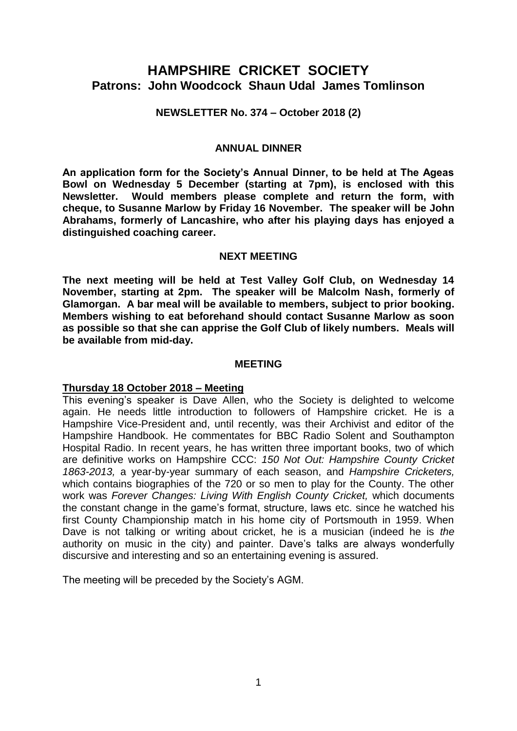# HAMPSHIRE CRICKET SOCIETY

## Patrons: John Woodcock Shaun Udal James Tomlinson

**NEWSLETTER No. 374 – October 2018 (2)**

### ANNUAL DINNER

**An application form for the Society's Annual Dinner, to be held at The Ageas Bowl on Wednesday 5 December (starting at 7pm), is enclosed with this Newsletter. Would members please complete and return the form, with cheque, to Susanne Marlow by Friday 16 November. The speaker will be John Abrahams, formerly of Lancashire, who after his playing days has enjoyed a distinguished coaching career.**

### NEXT MEETING

**The next meeting will be held at Test Valley Golf Club, on Wednesday 14 November, starting at 2pm. The speaker will be Malcolm Nash, formerly of Glamorgan. A bar meal will be available to members, subject to prior booking. Members wishing to eat beforehand should contact Susanne Marlow as soon as possible so that she can apprise the Golf Club of likely numbers. Meals will be available from mid-day.**

### MEETING

**Thursday 18 October 2018 – Meeting**

This evening's speaker is Dave Allen, who the Society is delighted to welcome again. He needs little introduction to followers of Hampshire cricket. He is a Hampshire Vice-President and, until recently, was their Archivist and editor of the Hampshire Handbook. He commentates for BBC Radio Solent and Southampton Hospital Radio. In recent years, he has written three important books, two of which are definitive works on Hampshire CCC: *150 Not Out: Hampshire County Cricket 1863-2013,* a year-by-year summary of each season, and *Hampshire Cricketers,* which contains biographies of the 720 or so men to play for the County. The other work was *Forever Changes: Living With English County Cricket,* which documents the constant change in the game's format, structure, laws etc. since he watched his first County Championship match in his home city of Portsmouth in 1959. When Dave is not talking or writing about cricket, he is a musician (indeed he is *the* authority on music in the city) and painter. Dave's talks are always wonderfully discursive and interesting and so an entertaining evening is assured.

The meeting will be preceded by the Society's AGM.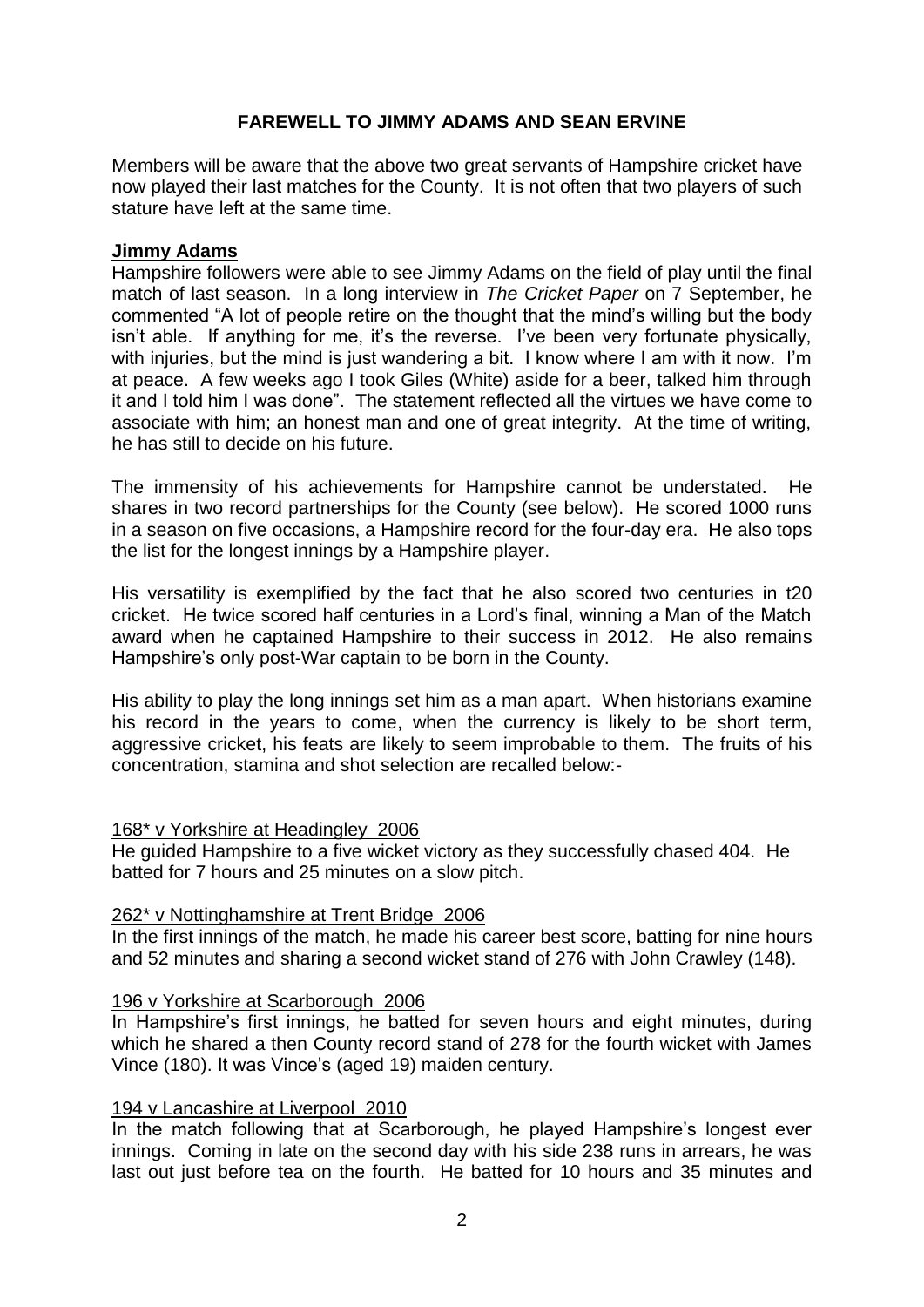## FAREWELL TO JIMMY ADAMS AND SEAN ERVINE

Members will be aware that the above two great servants of Hampshire cricket have now played their last matches for the County. It is not often that two players of such stature have left at the same time.

### Jimmy Adams

Hampshire followers were able to see Jimmy Adams on the field of play until the final match of last season. In a long interview in *The Cricket Paper* on 7 September, he commented "A lot of people retire on the thought that the mind's willing but the body isn't able. If anything for me, it's the reverse. I've been very fortunate physically, with injuries, but the mind is just wandering a bit. I know where I am with it now. I'm at peace. A few weeks ago I took Giles (White) aside for a beer, talked him through it and I told him I was done". The statement reflected all the virtues we have come to associate with him; an honest man and one of great integrity. At the time of writing, he has still to decide on his future.

The immensity of his achievements for Hampshire cannot be understated. He shares in two record partnerships for the County (see below). He scored 1000 runs in a season on five occasions, a Hampshire record for the four-day era. He also tops the list for the longest innings by a Hampshire player.

His versatility is exemplified by the fact that he also scored two centuries in t20 cricket. He twice scored half centuries in a Lord's final, winning a Man of the Match award when he captained Hampshire to their success in 2012. He also remains Hampshire's only post-War captain to be born in the County.

His ability to play the long innings set him as a man apart. When historians examine his record in the years to come, when the currency is likely to be short term, aggressive cricket, his feats are likely to seem improbable to them. The fruits of his concentration, stamina and shot selection are recalled below:-

<u>168* v Yorkshire at Headingley 2006</u>

He guided Hampshire to a five wicket victory as they successfully chased 404. He batted for 7 hours and 25 minutes on a slow pitch.

<u>262* v Nottinghamshire at Trent Bridge 2006</u>

In the first innings of the match, he made his career best score, batting for nine hours and 52 minutes and sharing a second wicket stand of 276 with John Crawley (148).

<u>196 v Yorkshire at Scarborough 2006</u>

In Hampshire's first innings, he batted for seven hours and eight minutes, during which he shared a then County record stand of 278 for the fourth wicket with James Vince (180). It was Vince's (aged 19) maiden century.

<u>194 v Lancashire at Liverpool 2010</u>

In the match following that at Scarborough, he played Hampshire's longest ever innings. Coming in late on the second day with his side 238 runs in arrears, he was last out just before tea on the fourth. He batted for 10 hours and 35 minutes and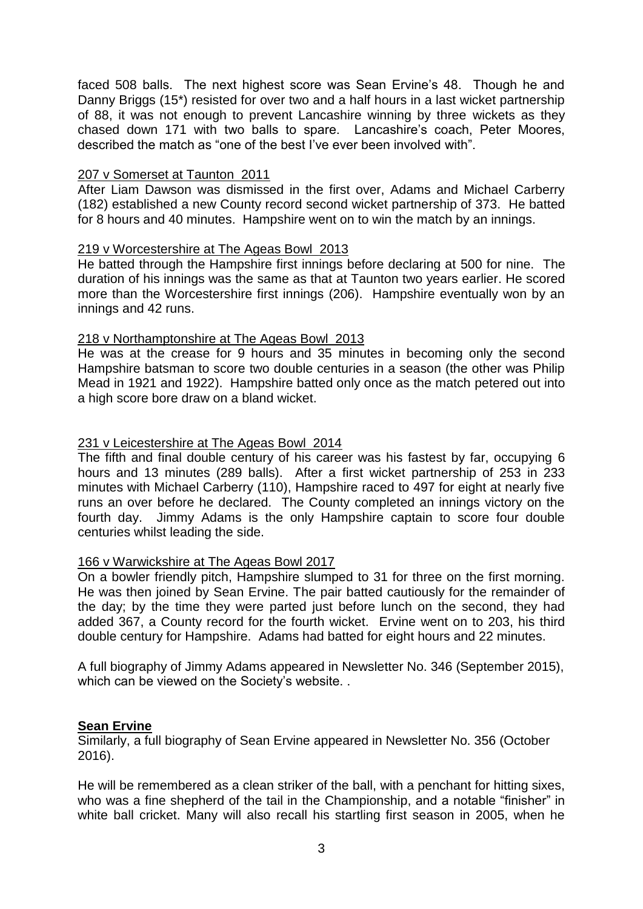faced 508 balls. The next highest score was Sean Ervine's 48. Though he and Danny Briggs (15*) resisted for over two and a half hours in a last wicket partnership of 88, it was not enough to prevent Lancashire winning by three wickets as they chased down 171 with two balls to spare. Lancashire's coach, Peter Moores, described the match as "one of the best I've ever been involved with".

<u>207 v Somerset at Taunton 2011</u>

After Liam Dawson was dismissed in the first over, Adams and Michael Carberry (182) established a new County record second wicket partnership of 373. He batted for 8 hours and 40 minutes. Hampshire went on to win the match by an innings.

<u>219 v Worcestershire at The Ageas Bowl 2013</u>

He batted through the Hampshire first innings before declaring at 500 for nine. The duration of his innings was the same as that at Taunton two years earlier. He scored more than the Worcestershire first innings (206). Hampshire eventually won by an innings and 42 runs.

<u>218 v Northamptonshire at The Ageas Bowl 2013</u>

He was at the crease for 9 hours and 35 minutes in becoming only the second Hampshire batsman to score two double centuries in a season (the other was Philip Mead in 1921 and 1922). Hampshire batted only once as the match petered out into a high score bore draw on a bland wicket.

<u>231 v Leicestershire at The Ageas Bowl 2014</u>

The fifth and final double century of his career was his fastest by far, occupying 6 hours and 13 minutes (289 balls). After a first wicket partnership of 253 in 233 minutes with Michael Carberry (110), Hampshire raced to 497 for eight at nearly five runs an over before he declared. The County completed an innings victory on the fourth day. Jimmy Adams is the only Hampshire captain to score four double centuries whilst leading the side.

<u>166 v Warwickshire at The Ageas Bowl 2017</u>

On a bowler friendly pitch, Hampshire slumped to 31 for three on the first morning. He was then joined by Sean Ervine. The pair batted cautiously for the remainder of the day; by the time they were parted just before lunch on the second, they had added 367, a County record for the fourth wicket. Ervine went on to 203, his third double century for Hampshire. Adams had batted for eight hours and 22 minutes.

A full biography of Jimmy Adams appeared in Newsletter No. 346 (September 2015), which can be viewed on the Society's website. .

## Sean Ervine

Similarly, a full biography of Sean Ervine appeared in Newsletter No. 356 (October 2016).

He will be remembered as a clean striker of the ball, with a penchant for hitting sixes, who was a fine shepherd of the tail in the Championship, and a notable "finisher" in white ball cricket. Many will also recall his startling first season in 2005, when he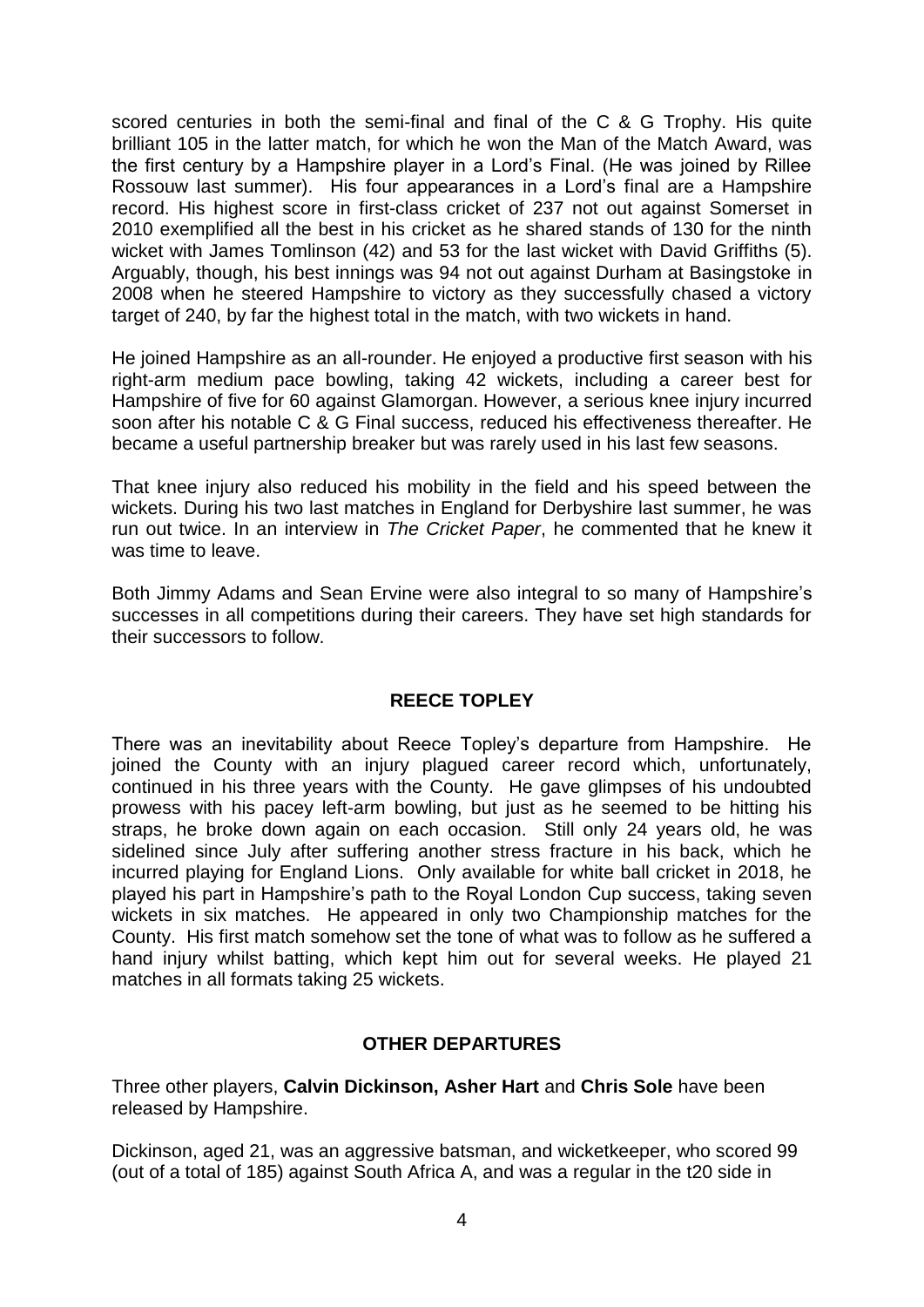scored centuries in both the semi-final and final of the C & G Trophy. His quite brilliant 105 in the latter match, for which he won the Man of the Match Award, was the first century by a Hampshire player in a Lord's Final. (He was joined by Rillee Rossouw last summer). His four appearances in a Lord's final are a Hampshire record. His highest score in first-class cricket of 237 not out against Somerset in 2010 exemplified all the best in his cricket as he shared stands of 130 for the ninth wicket with James Tomlinson (42) and 53 for the last wicket with David Griffiths (5). Arguably, though, his best innings was 94 not out against Durham at Basingstoke in 2008 when he steered Hampshire to victory as they successfully chased a victory target of 240, by far the highest total in the match, with two wickets in hand.

He joined Hampshire as an all-rounder. He enjoyed a productive first season with his right-arm medium pace bowling, taking 42 wickets, including a career best for Hampshire of five for 60 against Glamorgan. However, a serious knee injury incurred soon after his notable C & G Final success, reduced his effectiveness thereafter. He became a useful partnership breaker but was rarely used in his last few seasons.

That knee injury also reduced his mobility in the field and his speed between the wickets. During his two last matches in England for Derbyshire last summer, he was run out twice. In an interview in *The Cricket Paper*, he commented that he knew it was time to leave.

Both Jimmy Adams and Sean Ervine were also integral to so many of Hampshire's successes in all competitions during their careers. They have set high standards for their successors to follow.

## REECE TOPLEY

There was an inevitability about Reece Topley's departure from Hampshire. He joined the County with an injury plagued career record which, unfortunately, continued in his three years with the County. He gave glimpses of his undoubted prowess with his pacey left-arm bowling, but just as he seemed to be hitting his straps, he broke down again on each occasion. Still only 24 years old, he was sidelined since July after suffering another stress fracture in his back, which he incurred playing for England Lions. Only available for white ball cricket in 2018, he played his part in Hampshire's path to the Royal London Cup success, taking seven wickets in six matches. He appeared in only two Championship matches for the County. His first match somehow set the tone of what was to follow as he suffered a hand injury whilst batting, which kept him out for several weeks. He played 21 matches in all formats taking 25 wickets.

## OTHER DEPARTURES

Three other players, **Calvin Dickinson, Asher Hart** and **Chris Sole** have been released by Hampshire.

Dickinson, aged 21, was an aggressive batsman, and wicketkeeper, who scored 99 (out of a total of 185) against South Africa A, and was a regular in the t20 side in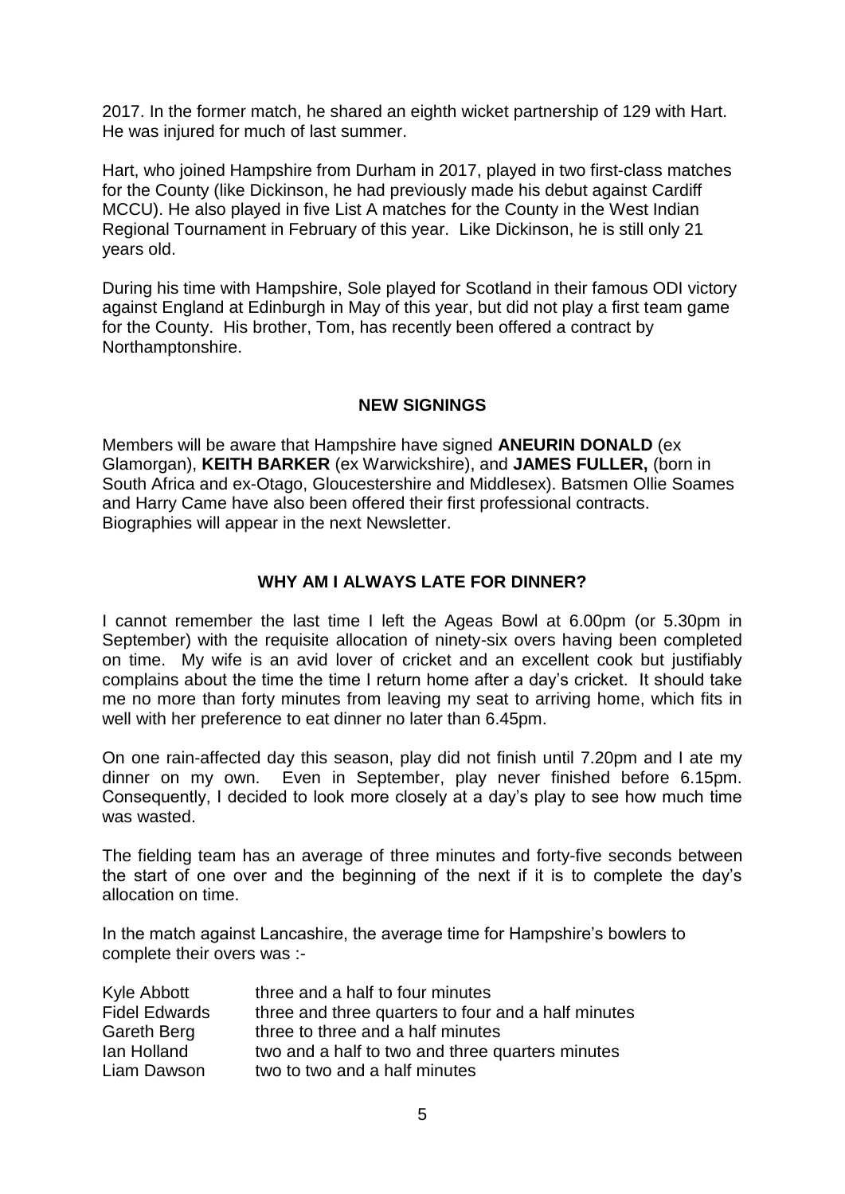2017. In the former match, he shared an eighth wicket partnership of 129 with Hart. He was injured for much of last summer.

Hart, who joined Hampshire from Durham in 2017, played in two first-class matches for the County (like Dickinson, he had previously made his debut against Cardiff MCCU). He also played in five List A matches for the County in the West Indian Regional Tournament in February of this year. Like Dickinson, he is still only 21 years old.

During his time with Hampshire, Sole played for Scotland in their famous ODI victory against England at Edinburgh in May of this year, but did not play a first team game for the County. His brother, Tom, has recently been offered a contract by Northamptonshire.

## NEW SIGNINGS

Members will be aware that Hampshire have signed **ANEURIN DONALD** (ex Glamorgan), **KEITH BARKER** (ex Warwickshire), and **JAMES FULLER,** (born in South Africa and ex-Otago, Gloucestershire and Middlesex). Batsmen Ollie Soames and Harry Came have also been offered their first professional contracts. Biographies will appear in the next Newsletter.

## WHY AM I ALWAYS LATE FOR DINNER?

I cannot remember the last time I left the Ageas Bowl at 6.00pm (or 5.30pm in September) with the requisite allocation of ninety-six overs having been completed on time. My wife is an avid lover of cricket and an excellent cook but justifiably complains about the time the time I return home after a day's cricket. It should take me no more than forty minutes from leaving my seat to arriving home, which fits in well with her preference to eat dinner no later than 6.45pm.

On one rain-affected day this season, play did not finish until 7.20pm and I ate my dinner on my own. Even in September, play never finished before 6.15pm. Consequently, I decided to look more closely at a day's play to see how much time was wasted.

The fielding team has an average of three minutes and forty-five seconds between the start of one over and the beginning of the next if it is to complete the day's allocation on time.

In the match against Lancashire, the average time for Hampshire's bowlers to complete their overs was :-

| | |
|---|---|
| Kyle Abbott | three and a half to four minutes |
| Fidel Edwards | three and three quarters to four and a half minutes |
| Gareth Berg | three to three and a half minutes |
| Ian Holland | two and a half to two and three quarters minutes |
| Liam Dawson | two to two and a half minutes |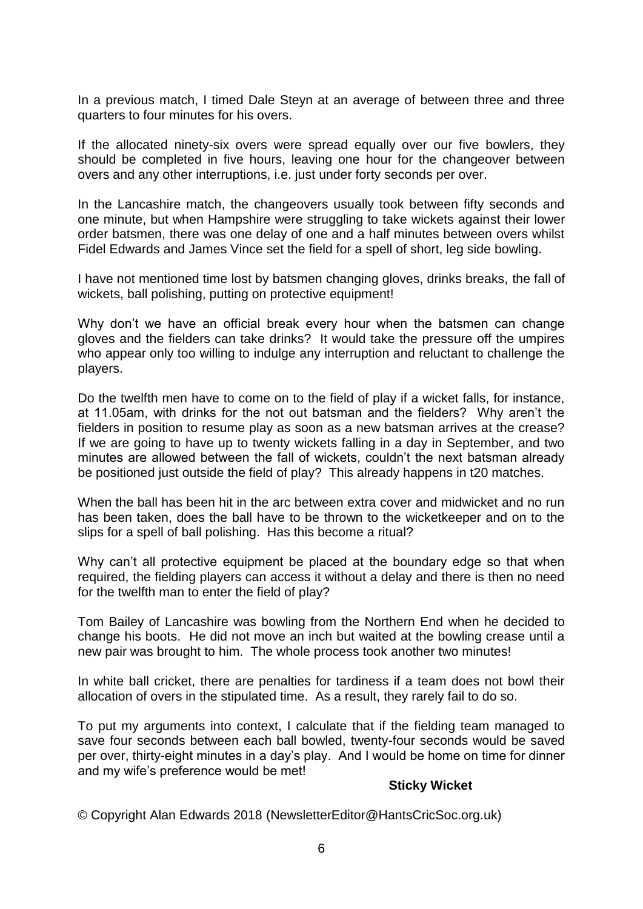In a previous match, I timed Dale Steyn at an average of between three and three quarters to four minutes for his overs.

If the allocated ninety-six overs were spread equally over our five bowlers, they should be completed in five hours, leaving one hour for the changeover between overs and any other interruptions, i.e. just under forty seconds per over.

In the Lancashire match, the changeovers usually took between fifty seconds and one minute, but when Hampshire were struggling to take wickets against their lower order batsmen, there was one delay of one and a half minutes between overs whilst Fidel Edwards and James Vince set the field for a spell of short, leg side bowling.

I have not mentioned time lost by batsmen changing gloves, drinks breaks, the fall of wickets, ball polishing, putting on protective equipment!

Why don't we have an official break every hour when the batsmen can change gloves and the fielders can take drinks? It would take the pressure off the umpires who appear only too willing to indulge any interruption and reluctant to challenge the players.

Do the twelfth men have to come on to the field of play if a wicket falls, for instance, at 11.05am, with drinks for the not out batsman and the fielders? Why aren't the fielders in position to resume play as soon as a new batsman arrives at the crease? If we are going to have up to twenty wickets falling in a day in September, and two minutes are allowed between the fall of wickets, couldn't the next batsman already be positioned just outside the field of play? This already happens in t20 matches.

When the ball has been hit in the arc between extra cover and midwicket and no run has been taken, does the ball have to be thrown to the wicketkeeper and on to the slips for a spell of ball polishing. Has this become a ritual?

Why can't all protective equipment be placed at the boundary edge so that when required, the fielding players can access it without a delay and there is then no need for the twelfth man to enter the field of play?

Tom Bailey of Lancashire was bowling from the Northern End when he decided to change his boots. He did not move an inch but waited at the bowling crease until a new pair was brought to him. The whole process took another two minutes!

In white ball cricket, there are penalties for tardiness if a team does not bowl their allocation of overs in the stipulated time. As a result, they rarely fail to do so.

To put my arguments into context, I calculate that if the fielding team managed to save four seconds between each ball bowled, twenty-four seconds would be saved per over, thirty-eight minutes in a day's play. And I would be home on time for dinner and my wife's preference would be met!

**Sticky Wicket**

© Copyright Alan Edwards 2018 (NewsletterEditor@HantsCricSoc.org.uk)